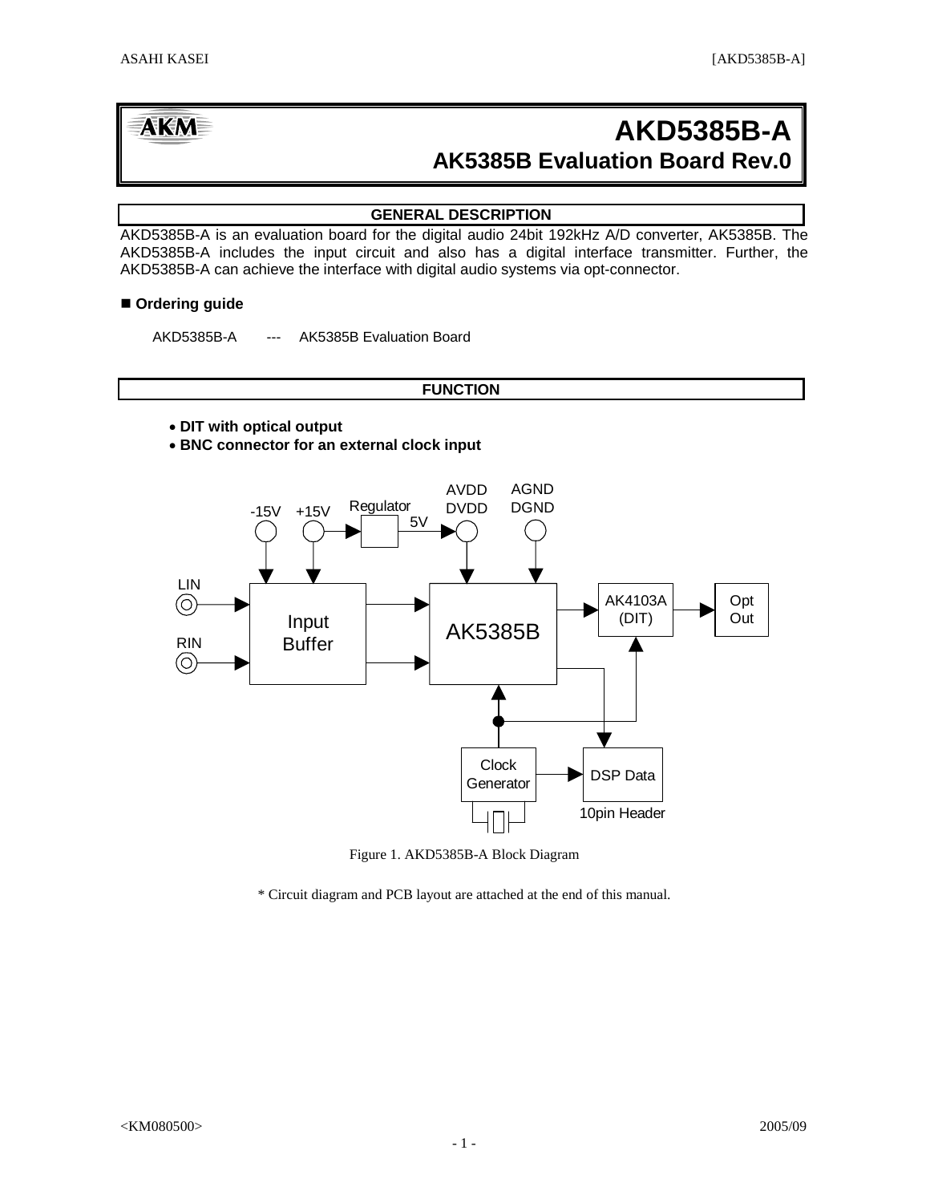# AKD5385B-A

## AK5385B Evaluation Board Rev.0

## GENERAL DESCRIPTION

AKD5385B-A is an evaluation board for the digital audio 24bit 192kHz A/D converter, AK5385B. The AKD5385B-A includes the input circuit and also has a digital interface transmitter. Further, the AKD5385B-A can achieve the interface with digital audio systems via opt-connector.

### ■ Ordering guide

AKD5385B-A --- AK5385B Evaluation Board

## FUNCTION

- **DIT with optical output**
- **BNC connector for an external clock input**

Figure 1. AKD5385B-A Block Diagram

\* Circuit diagram and PCB layout are attached at the end of this manual.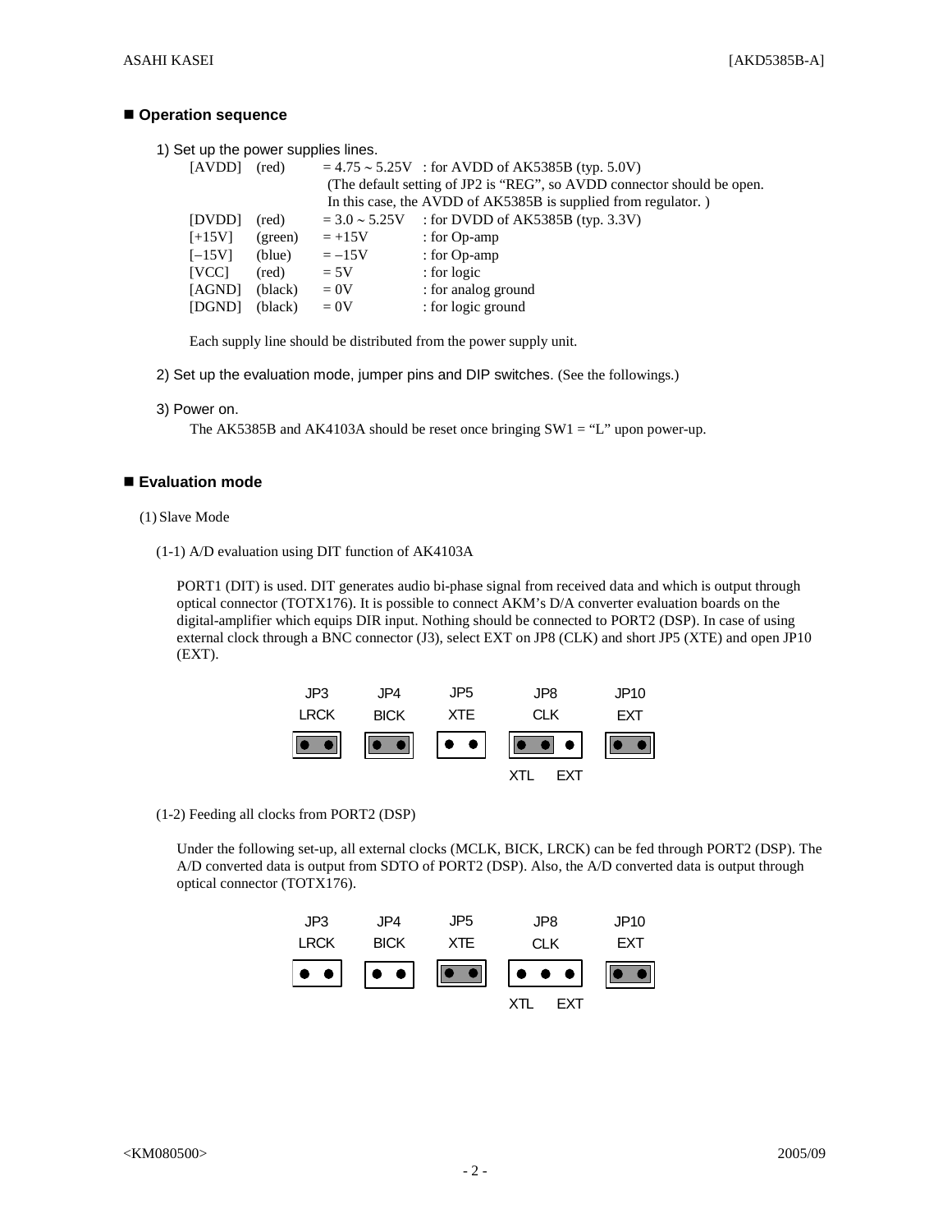## ■ Operation sequence

1) Set up the power supplies lines.

| | | | |
|---|---|---|---|
| [AVDD] | (red) | = 4.75 ~ 5.25V | : for AVDD of AK5385B (typ. 5.0V) |
| | | | (The default setting of JP2 is "REG", so AVDD connector should be open. In this case, the AVDD of AK5385B is supplied from regulator. ) |
| [DVDD] | (red) | = 3.0 ~ 5.25V | : for DVDD of AK5385B (typ. 3.3V) |
| [+15V] | (green) | = +15V | : for Op-amp |
| [−15V] | (blue) | = −15V | : for Op-amp |
| [VCC] | (red) | = 5V | : for logic |
| [AGND] | (black) | = 0V | : for analog ground |
| [DGND] | (black) | = 0V | : for logic ground |

Each supply line should be distributed from the power supply unit.

2) Set up the evaluation mode, jumper pins and DIP switches. (See the followings.)

3) Power on.

The AK5385B and AK4103A should be reset once bringing SW1 = "L" upon power-up.

## ■ Evaluation mode

(1) Slave Mode

(1-1) A/D evaluation using DIT function of AK4103A

PORT1 (DIT) is used. DIT generates audio bi-phase signal from received data and which is output through optical connector (TOTX176). It is possible to connect AKM's D/A converter evaluation boards on the digital-amplifier which equips DIR input. Nothing should be connected to PORT2 (DSP). In case of using external clock through a BNC connector (J3), select EXT on JP8 (CLK) and short JP5 (XTE) and open JP10 (EXT).

| JP3 LRCK | JP4 BICK | JP5 XTE | JP8 CLK | JP10 EXT |
|---|---|---|---|---|
| Short | Short | Open | XTL | Short |

(1-2) Feeding all clocks from PORT2 (DSP)

Under the following set-up, all external clocks (MCLK, BICK, LRCK) can be fed through PORT2 (DSP). The A/D converted data is output from SDTO of PORT2 (DSP). Also, the A/D converted data is output through optical connector (TOTX176).

| JP3 LRCK | JP4 BICK | JP5 XTE | JP8 CLK | JP10 EXT |
|---|---|---|---|---|
| Open | Open | Short | Open | Short |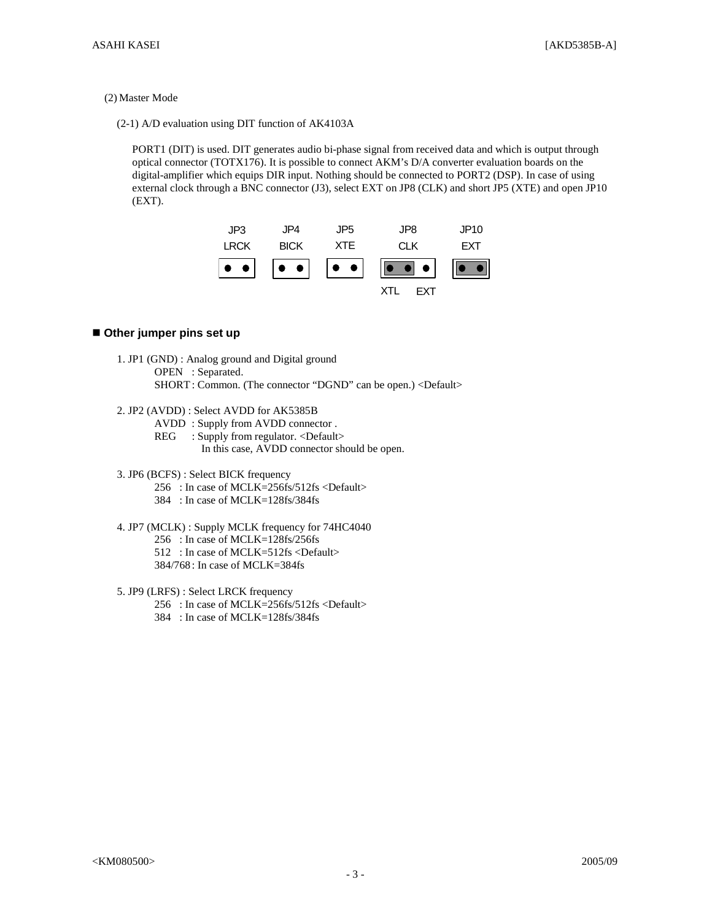(2) Master Mode

(2-1) A/D evaluation using DIT function of AK4103A

PORT1 (DIT) is used. DIT generates audio bi-phase signal from received data and which is output through optical connector (TOTX176). It is possible to connect AKM's D/A converter evaluation boards on the digital-amplifier which equips DIR input. Nothing should be connected to PORT2 (DSP). In case of using external clock through a BNC connector (J3), select EXT on JP8 (CLK) and short JP5 (XTE) and open JP10 (EXT).

| JP3 | JP4 | JP5 | JP8 | JP10 |
|---|---|---|---|---|
| LRCK | BICK | XTE | CLK | EXT |
| ● ● | ● ● | ● ● | ● ● ● (XTL / EXT) | ● ● |

## ■ Other jumper pins set up

1. JP1 (GND) : Analog ground and Digital ground
   - OPEN : Separated.
   - SHORT : Common. (The connector "DGND" can be open.) <Default>

2. JP2 (AVDD) : Select AVDD for AK5385B
   - AVDD : Supply from AVDD connector .
   - REG : Supply from regulator. <Default>
     In this case, AVDD connector should be open.

3. JP6 (BCFS) : Select BICK frequency
   - 256 : In case of MCLK=256fs/512fs <Default>
   - 384 : In case of MCLK=128fs/384fs

4. JP7 (MCLK) : Supply MCLK frequency for 74HC4040
   - 256 : In case of MCLK=128fs/256fs
   - 512 : In case of MCLK=512fs <Default>
   - 384/768 : In case of MCLK=384fs

5. JP9 (LRFS) : Select LRCK frequency
   - 256 : In case of MCLK=256fs/512fs <Default>
   - 384 : In case of MCLK=128fs/384fs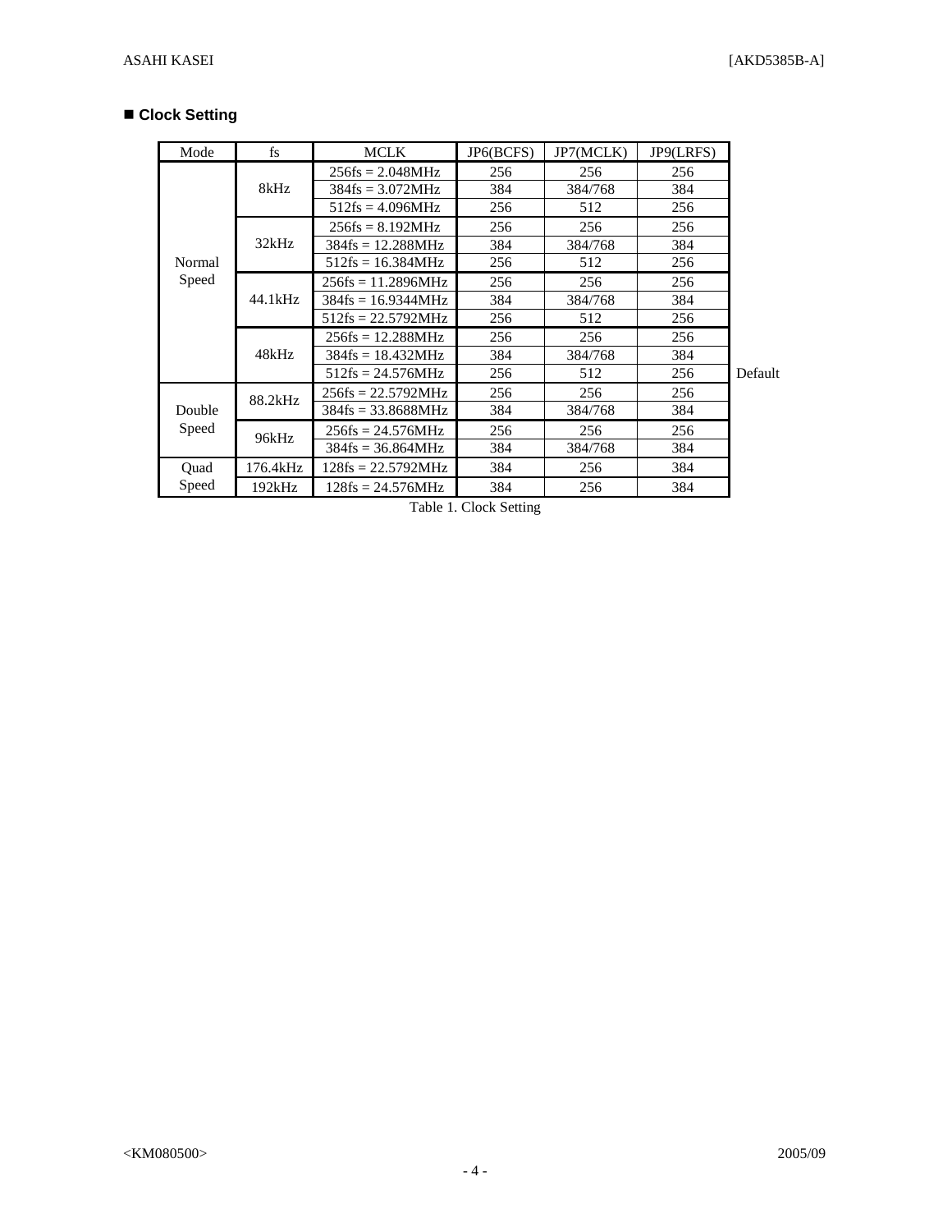## ■ Clock Setting

| Mode | fs | MCLK | JP6(BCFS) | JP7(MCLK) | JP9(LRFS) | |
|---|---|---|---|---|---|---|
| Normal Speed | 8kHz | 256fs = 2.048MHz | 256 | 256 | 256 | |
| | | 384fs = 3.072MHz | 384 | 384/768 | 384 | |
| | | 512fs = 4.096MHz | 256 | 512 | 256 | |
| | 32kHz | 256fs = 8.192MHz | 256 | 256 | 256 | |
| | | 384fs = 12.288MHz | 384 | 384/768 | 384 | |
| | | 512fs = 16.384MHz | 256 | 512 | 256 | |
| | 44.1kHz | 256fs = 11.2896MHz | 256 | 256 | 256 | |
| | | 384fs = 16.9344MHz | 384 | 384/768 | 384 | |
| | | 512fs = 22.5792MHz | 256 | 512 | 256 | |
| | 48kHz | 256fs = 12.288MHz | 256 | 256 | 256 | |
| | | 384fs = 18.432MHz | 384 | 384/768 | 384 | |
| | | 512fs = 24.576MHz | 256 | 512 | 256 | Default |
| Double Speed | 88.2kHz | 256fs = 22.5792MHz | 256 | 256 | 256 | |
| | | 384fs = 33.8688MHz | 384 | 384/768 | 384 | |
| | 96kHz | 256fs = 24.576MHz | 256 | 256 | 256 | |
| | | 384fs = 36.864MHz | 384 | 384/768 | 384 | |
| Quad Speed | 176.4kHz | 128fs = 22.5792MHz | 384 | 256 | 384 | |
| | 192kHz | 128fs = 24.576MHz | 384 | 256 | 384 | |

Table 1. Clock Setting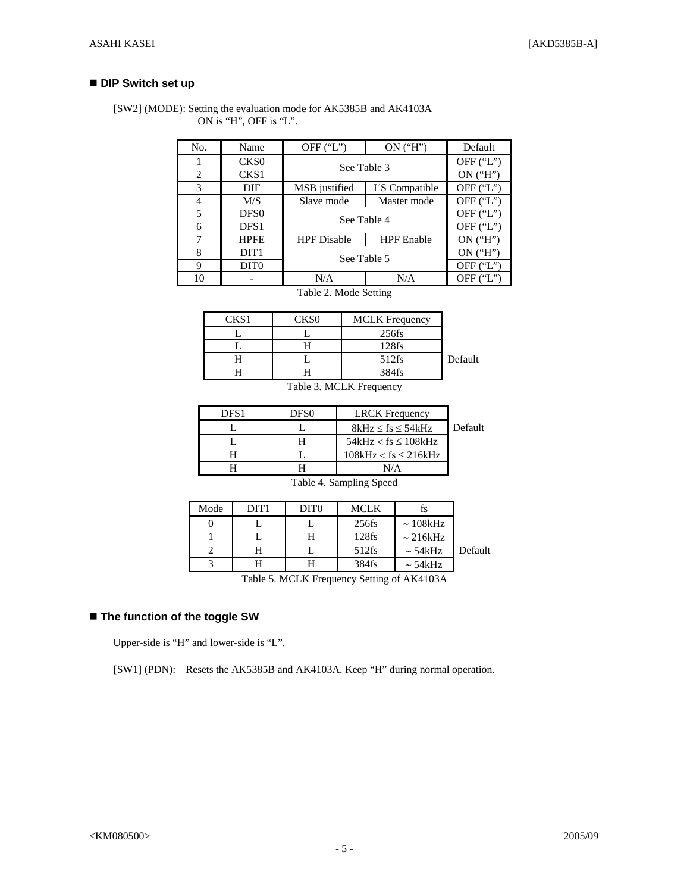## ■ DIP Switch set up

[SW2] (MODE): Setting the evaluation mode for AK5385B and AK4103A
ON is "H", OFF is "L".

| No. | Name | OFF ("L") | ON ("H") | Default |
|---|---|---|---|---|
| 1 | CKS0 | See Table 3 | | OFF ("L") |
| 2 | CKS1 | | | ON ("H") |
| 3 | DIF | MSB justified | $I^2S$ Compatible | OFF ("L") |
| 4 | M/S | Slave mode | Master mode | OFF ("L") |
| 5 | DFS0 | See Table 4 | | OFF ("L") |
| 6 | DFS1 | | | OFF ("L") |
| 7 | HPFE | HPF Disable | HPF Enable | ON ("H") |
| 8 | DIT1 | See Table 5 | | ON ("H") |
| 9 | DIT0 | | | OFF ("L") |
| 10 | - | N/A | N/A | OFF ("L") |

Table 2. Mode Setting

| CKS1 | CKS0 | MCLK Frequency | |
|---|---|---|---|
| L | L | 256fs | |
| L | H | 128fs | |
| H | L | 512fs | Default |
| H | H | 384fs | |

Table 3. MCLK Frequency

| DFS1 | DFS0 | LRCK Frequency | |
|---|---|---|---|
| L | L | 8kHz ≤ fs ≤ 54kHz | Default |
| L | H | 54kHz < fs ≤ 108kHz | |
| H | L | 108kHz < fs ≤ 216kHz | |
| H | H | N/A | |

Table 4. Sampling Speed

| Mode | DIT1 | DIT0 | MCLK | fs | |
|---|---|---|---|---|---|
| 0 | L | L | 256fs | ~ 108kHz | |
| 1 | L | H | 128fs | ~ 216kHz | |
| 2 | H | L | 512fs | ~ 54kHz | Default |
| 3 | H | H | 384fs | ~ 54kHz | |

Table 5. MCLK Frequency Setting of AK4103A

## ■ The function of the toggle SW

Upper-side is "H" and lower-side is "L".

[SW1] (PDN): Resets the AK5385B and AK4103A. Keep "H" during normal operation.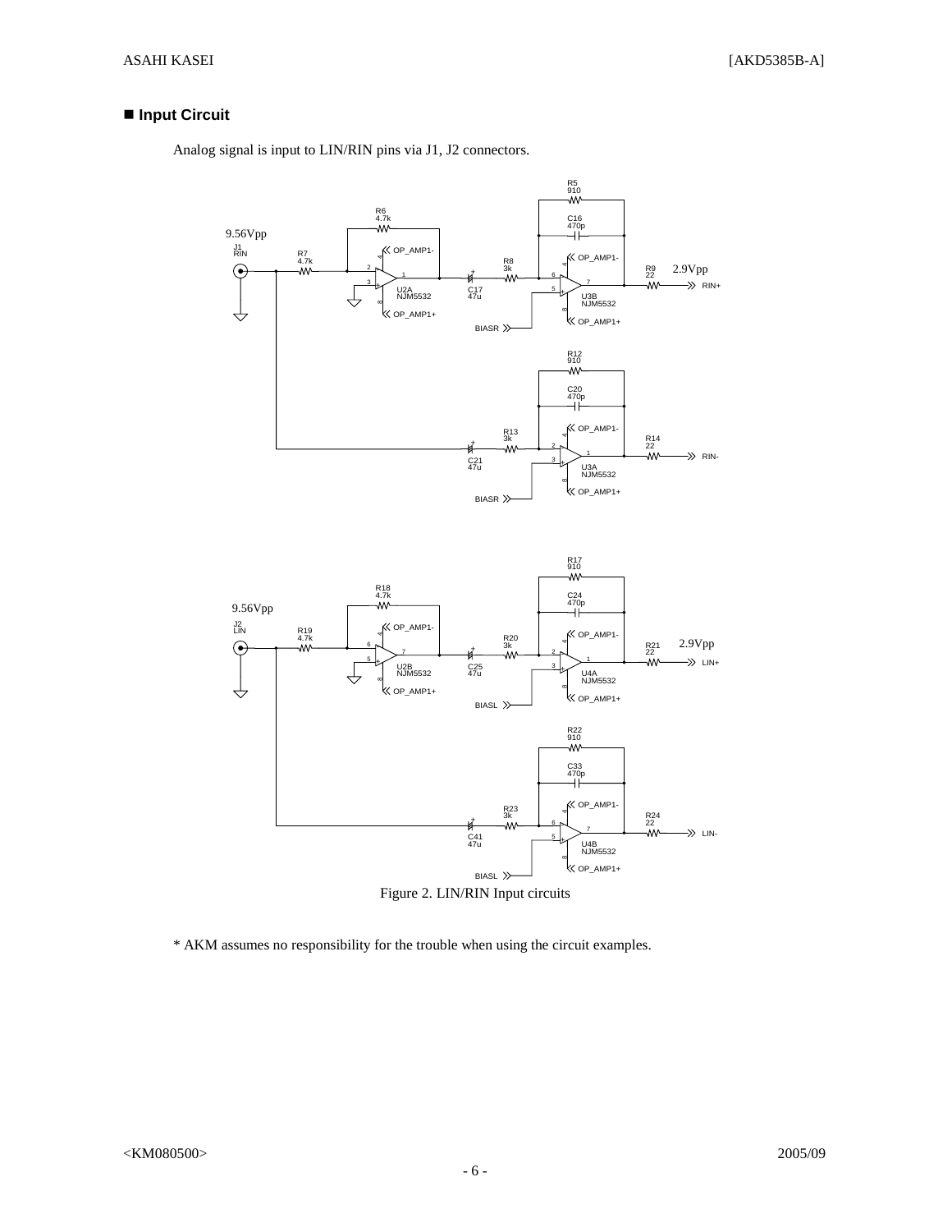## ■ Input Circuit

Analog signal is input to LIN/RIN pins via J1, J2 connectors.

Figure 2. LIN/RIN Input circuits

\* AKM assumes no responsibility for the trouble when using the circuit examples.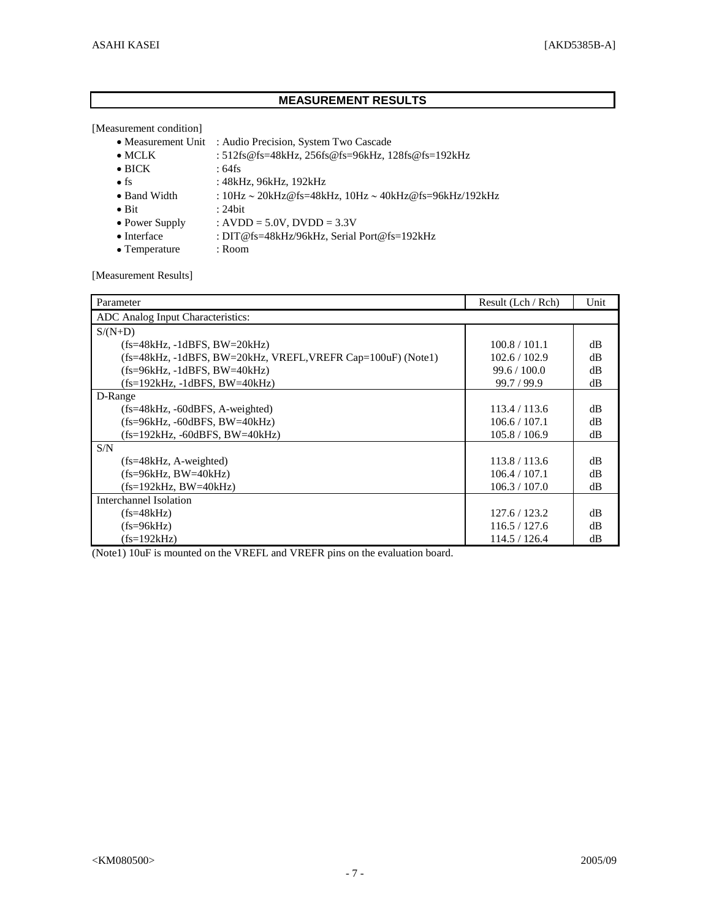## MEASUREMENT RESULTS

[Measurement condition]

- Measurement Unit : Audio Precision, System Two Cascade
- MCLK : 512fs@fs=48kHz, 256fs@fs=96kHz, 128fs@fs=192kHz
- BICK : 64fs
- fs : 48kHz, 96kHz, 192kHz
- Band Width : 10Hz ~ 20kHz@fs=48kHz, 10Hz ~ 40kHz@fs=96kHz/192kHz
- Bit : 24bit
- Power Supply : AVDD = 5.0V, DVDD = 3.3V
- Interface : DIT@fs=48kHz/96kHz, Serial Port@fs=192kHz
- Temperature : Room

[Measurement Results]

| Parameter | Result (Lch / Rch) | Unit |
|---|---|---|
| ADC Analog Input Characteristics: | | |
| S/(N+D) | | |
| (fs=48kHz, -1dBFS, BW=20kHz) | 100.8 / 101.1 | dB |
| (fs=48kHz, -1dBFS, BW=20kHz, VREFL,VREFR Cap=100uF) (Note1) | 102.6 / 102.9 | dB |
| (fs=96kHz, -1dBFS, BW=40kHz) | 99.6 / 100.0 | dB |
| (fs=192kHz, -1dBFS, BW=40kHz) | 99.7 / 99.9 | dB |
| D-Range | | |
| (fs=48kHz, -60dBFS, A-weighted) | 113.4 / 113.6 | dB |
| (fs=96kHz, -60dBFS, BW=40kHz) | 106.6 / 107.1 | dB |
| (fs=192kHz, -60dBFS, BW=40kHz) | 105.8 / 106.9 | dB |
| S/N | | |
| (fs=48kHz, A-weighted) | 113.8 / 113.6 | dB |
| (fs=96kHz, BW=40kHz) | 106.4 / 107.1 | dB |
| (fs=192kHz, BW=40kHz) | 106.3 / 107.0 | dB |
| Interchannel Isolation | | |
| (fs=48kHz) | 127.6 / 123.2 | dB |
| (fs=96kHz) | 116.5 / 127.6 | dB |
| (fs=192kHz) | 114.5 / 126.4 | dB |

(Note1) 10uF is mounted on the VREFL and VREFR pins on the evaluation board.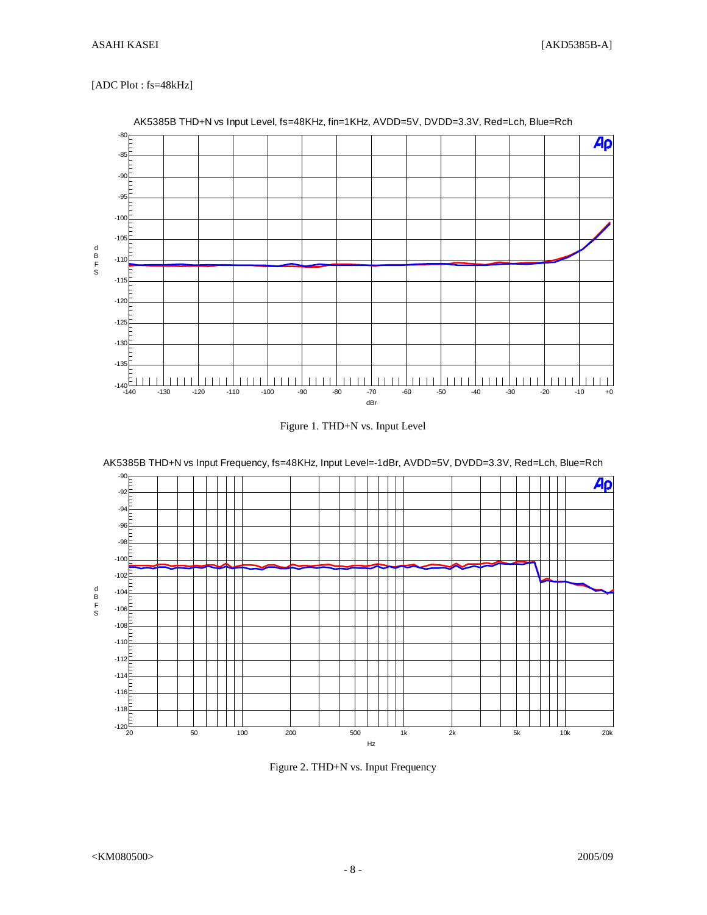[ADC Plot : fs=48kHz]

AK5385B THD+N vs Input Level, fs=48KHz, fin=1KHz, AVDD=5V, DVDD=3.3V, Red=Lch, Blue=Rch

Figure 1. THD+N vs. Input Level

AK5385B THD+N vs Input Frequency, fs=48KHz, Input Level=-1dBr, AVDD=5V, DVDD=3.3V, Red=Lch, Blue=Rch

Figure 2. THD+N vs. Input Frequency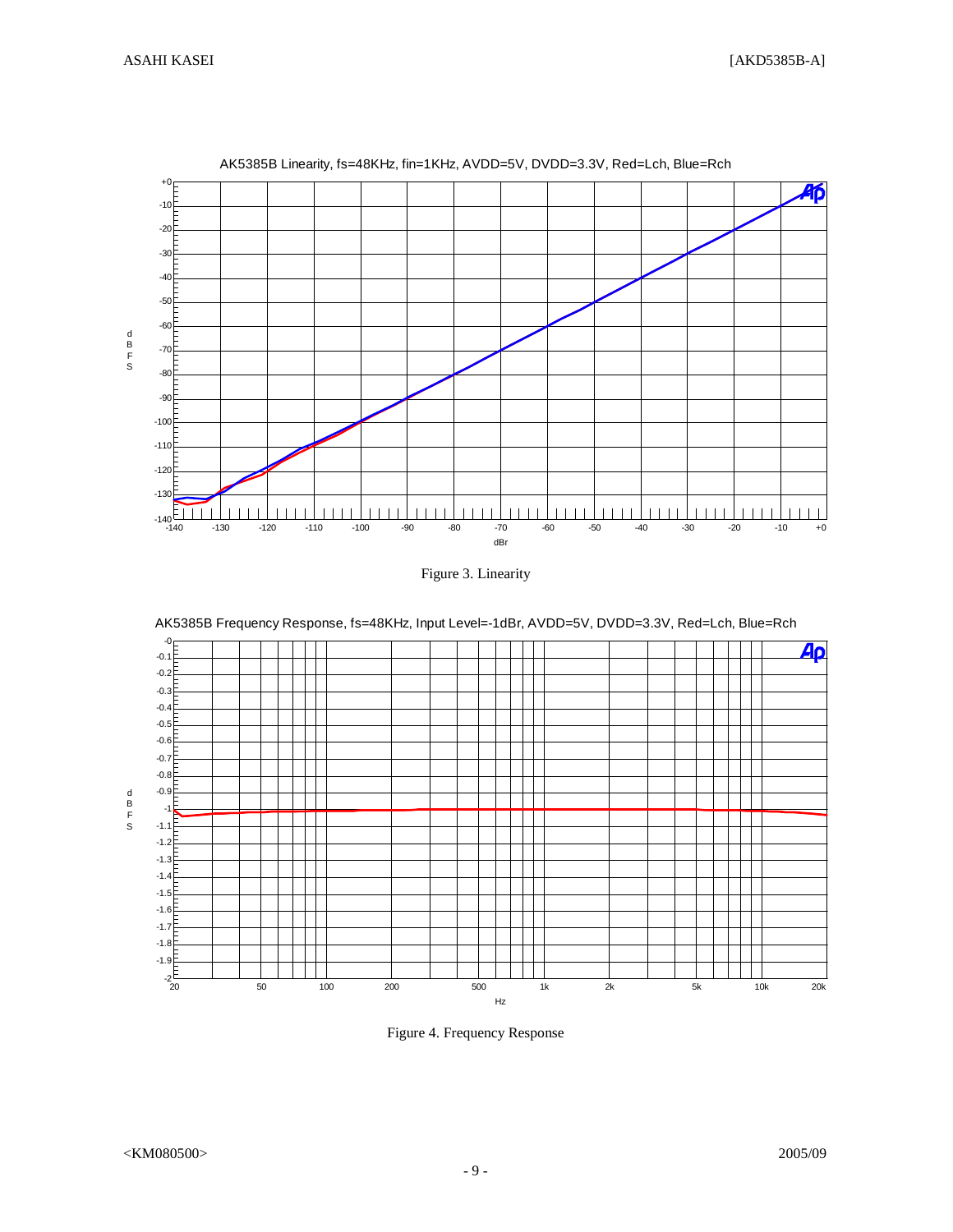AK5385B Linearity, fs=48KHz, fin=1KHz, AVDD=5V, DVDD=3.3V, Red=Lch, Blue=Rch

Figure 3. Linearity

AK5385B Frequency Response, fs=48KHz, Input Level=-1dBr, AVDD=5V, DVDD=3.3V, Red=Lch, Blue=Rch

Figure 4. Frequency Response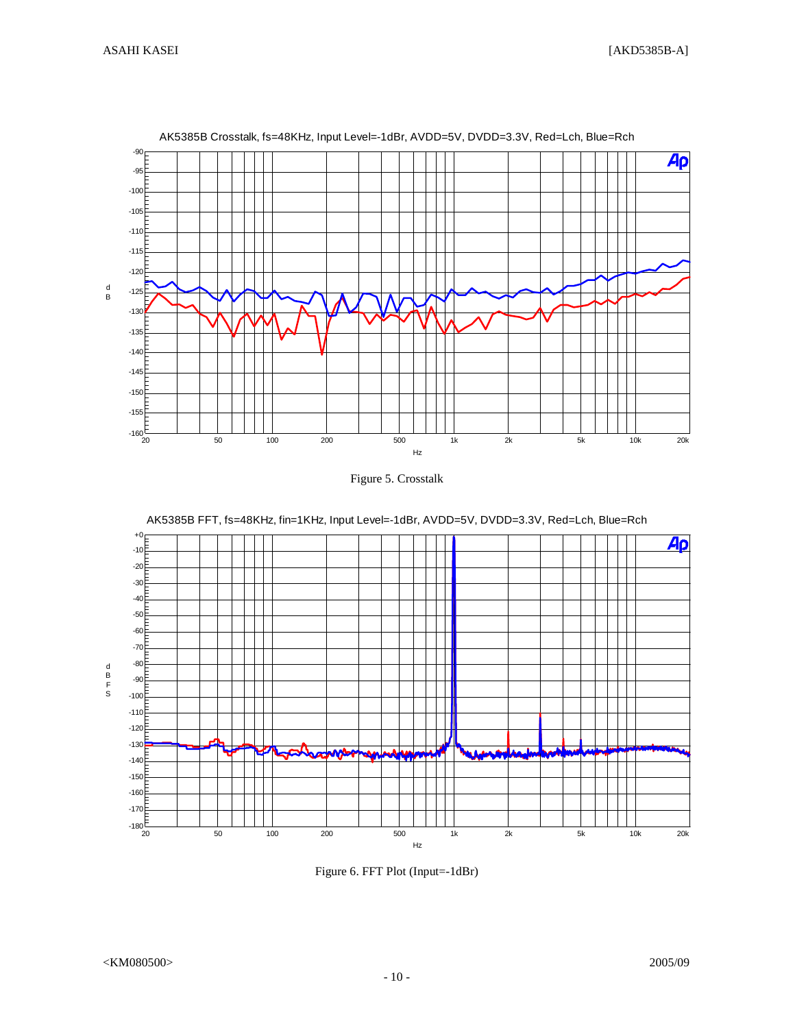AK5385B Crosstalk, fs=48KHz, Input Level=-1dBr, AVDD=5V, DVDD=3.3V, Red=Lch, Blue=Rch

Figure 5. Crosstalk

AK5385B FFT, fs=48KHz, fin=1KHz, Input Level=-1dBr, AVDD=5V, DVDD=3.3V, Red=Lch, Blue=Rch

Figure 6. FFT Plot (Input=-1dBr)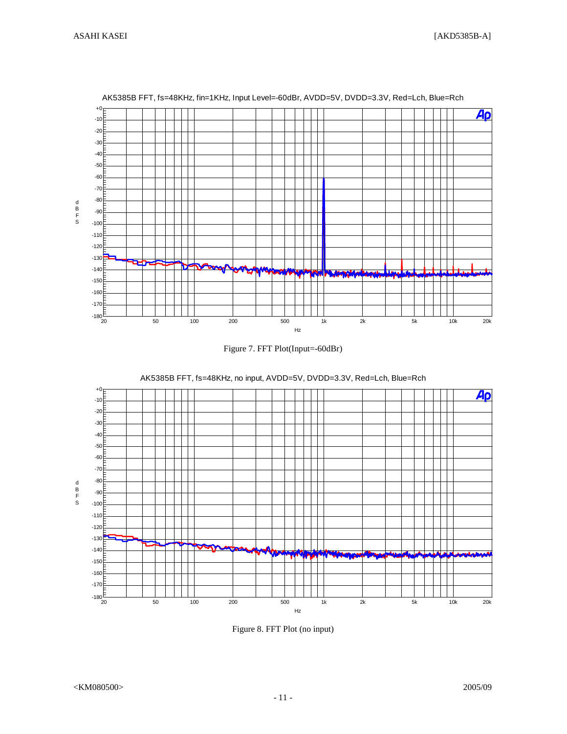AK5385B FFT, fs=48KHz, fin=1KHz, Input Level=-60dBr, AVDD=5V, DVDD=3.3V, Red=Lch, Blue=Rch

Figure 7. FFT Plot(Input=-60dBr)

AK5385B FFT, fs=48KHz, no input, AVDD=5V, DVDD=3.3V, Red=Lch, Blue=Rch

Figure 8. FFT Plot (no input)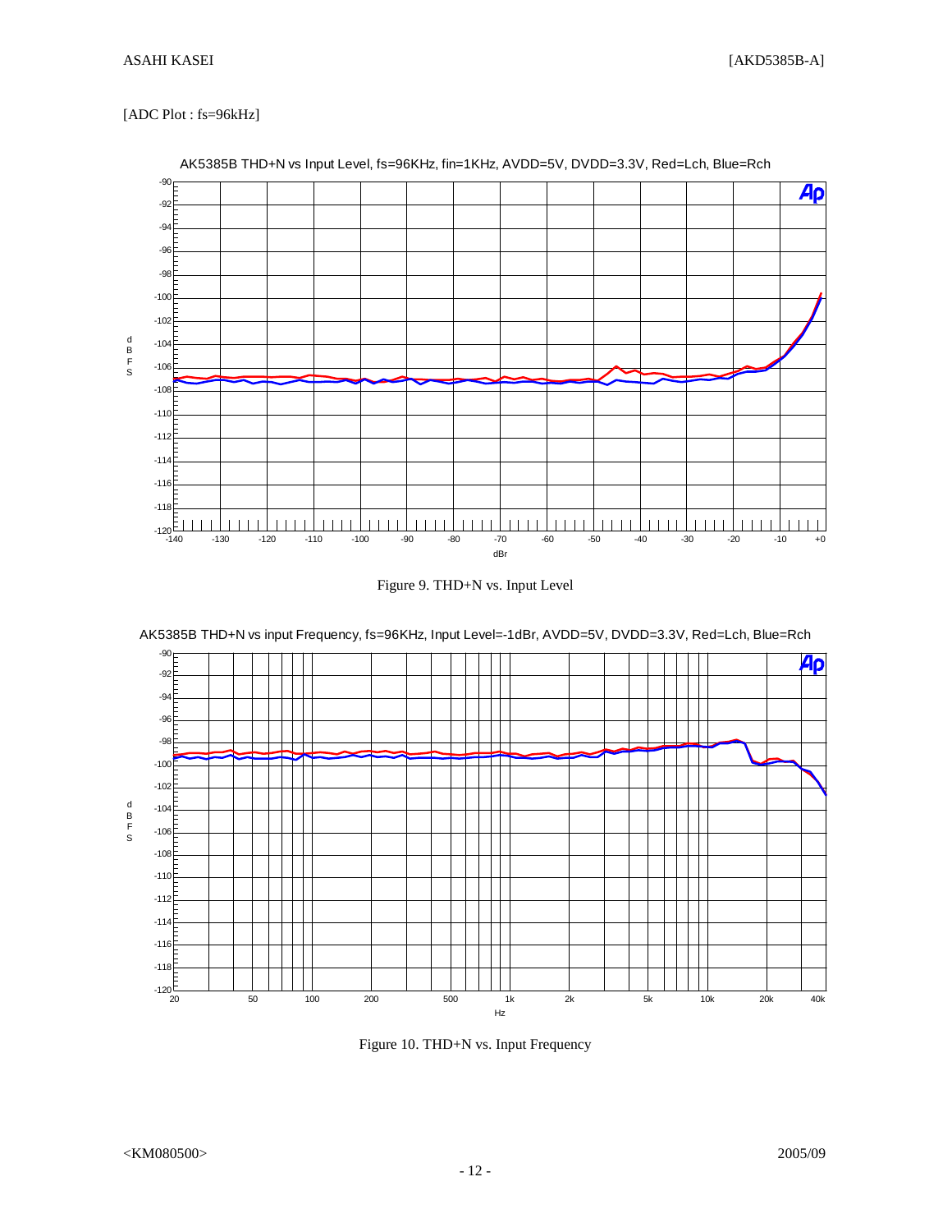[ADC Plot : fs=96kHz]

AK5385B THD+N vs Input Level, fs=96KHz, fin=1KHz, AVDD=5V, DVDD=3.3V, Red=Lch, Blue=Rch

Figure 9. THD+N vs. Input Level

AK5385B THD+N vs input Frequency, fs=96KHz, Input Level=-1dBr, AVDD=5V, DVDD=3.3V, Red=Lch, Blue=Rch

Figure 10. THD+N vs. Input Frequency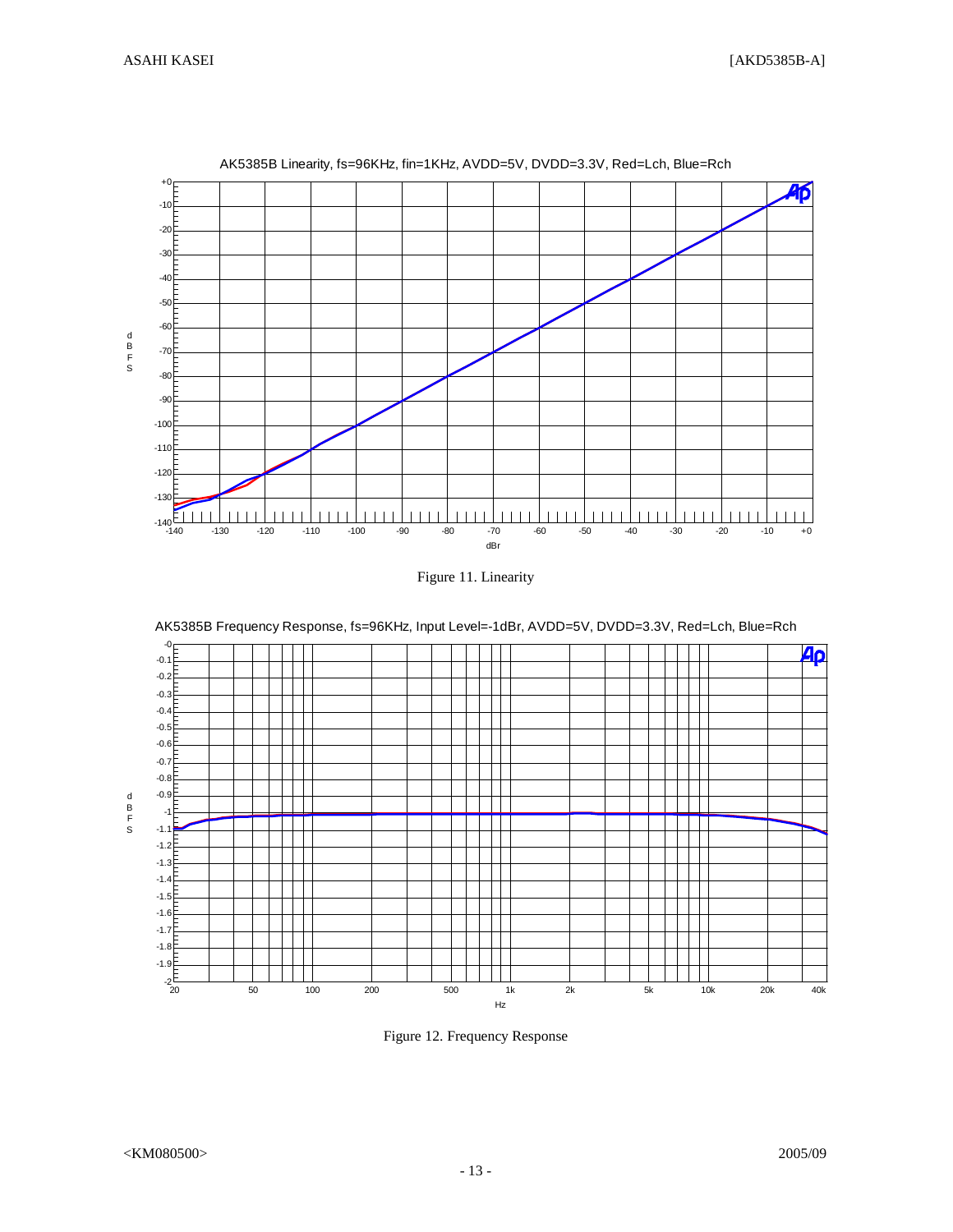AK5385B Linearity, fs=96KHz, fin=1KHz, AVDD=5V, DVDD=3.3V, Red=Lch, Blue=Rch

Figure 11. Linearity

AK5385B Frequency Response, fs=96KHz, Input Level=-1dBr, AVDD=5V, DVDD=3.3V, Red=Lch, Blue=Rch

Figure 12. Frequency Response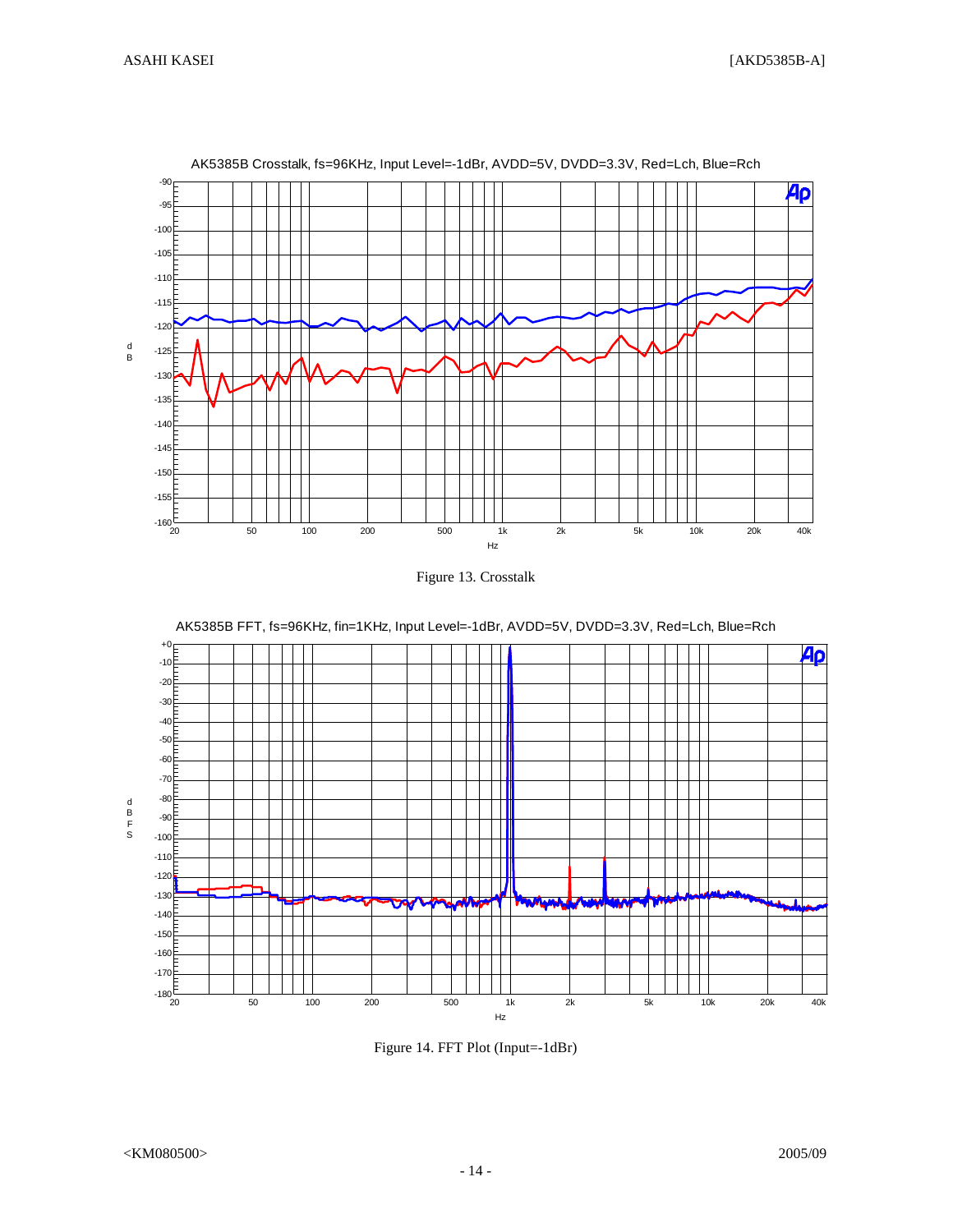AK5385B Crosstalk, fs=96KHz, Input Level=-1dBr, AVDD=5V, DVDD=3.3V, Red=Lch, Blue=Rch

Figure 13. Crosstalk

AK5385B FFT, fs=96KHz, fin=1KHz, Input Level=-1dBr, AVDD=5V, DVDD=3.3V, Red=Lch, Blue=Rch

Figure 14. FFT Plot (Input=-1dBr)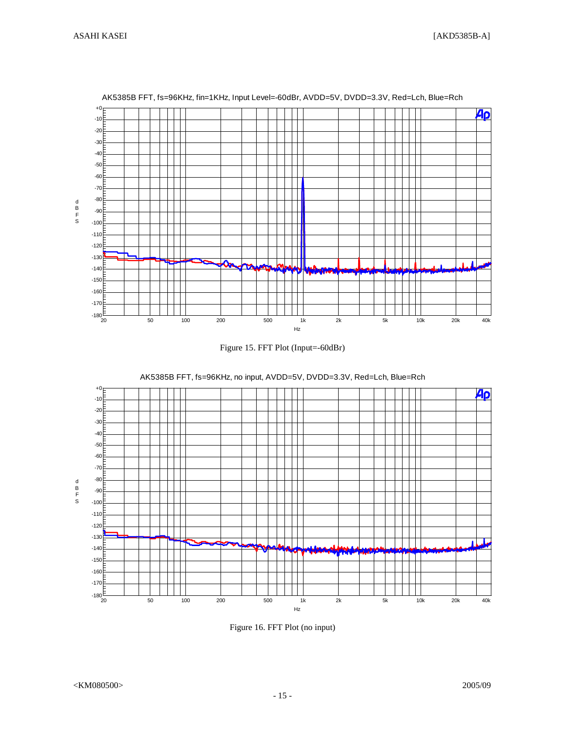AK5385B FFT, fs=96KHz, fin=1KHz, Input Level=-60dBr, AVDD=5V, DVDD=3.3V, Red=Lch, Blue=Rch

Figure 15. FFT Plot (Input=-60dBr)

AK5385B FFT, fs=96KHz, no input, AVDD=5V, DVDD=3.3V, Red=Lch, Blue=Rch

Figure 16. FFT Plot (no input)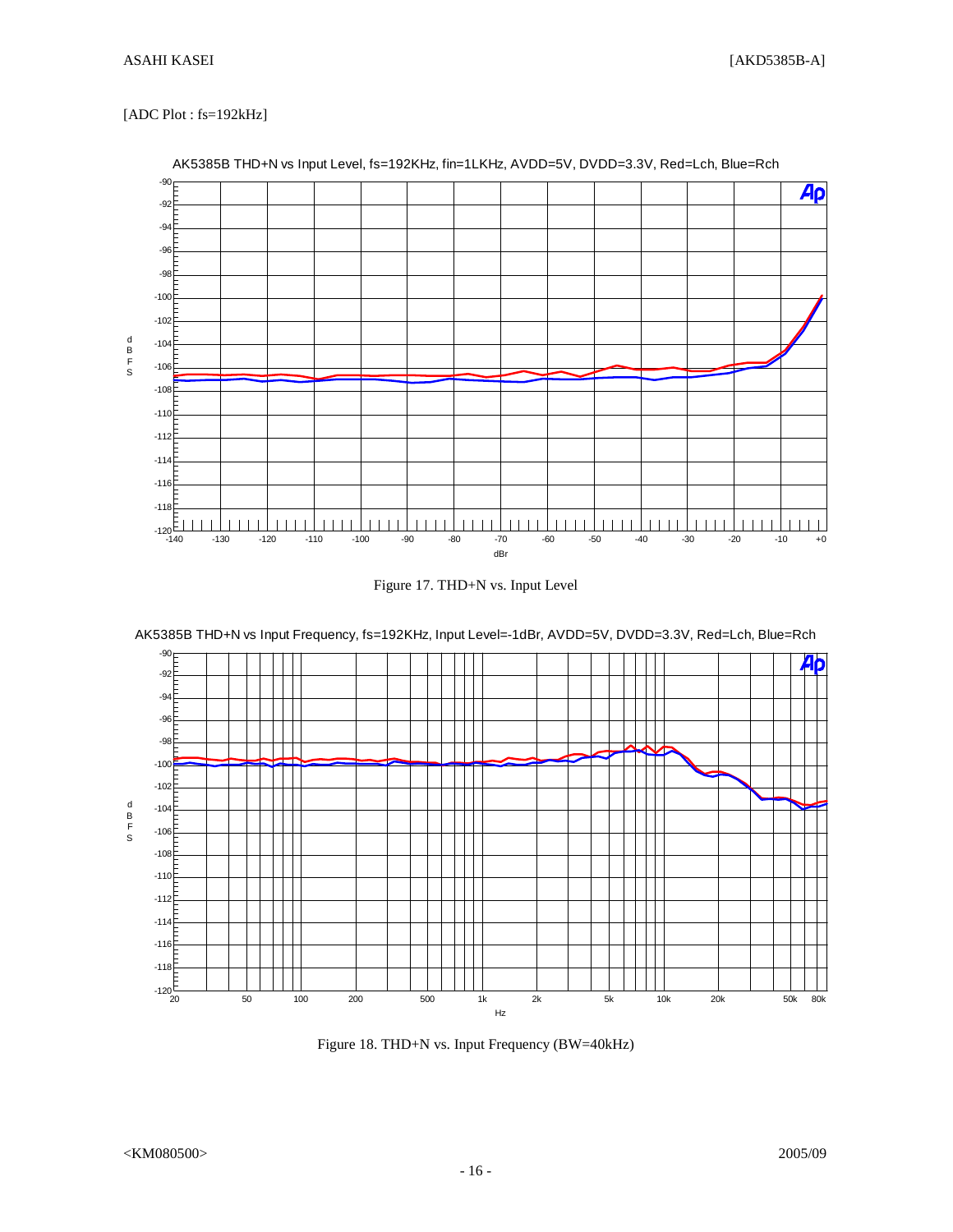[ADC Plot : fs=192kHz]

AK5385B THD+N vs Input Level, fs=192KHz, fin=1LKHz, AVDD=5V, DVDD=3.3V, Red=Lch, Blue=Rch

Figure 17. THD+N vs. Input Level

AK5385B THD+N vs Input Frequency, fs=192KHz, Input Level=-1dBr, AVDD=5V, DVDD=3.3V, Red=Lch, Blue=Rch

Figure 18. THD+N vs. Input Frequency (BW=40kHz)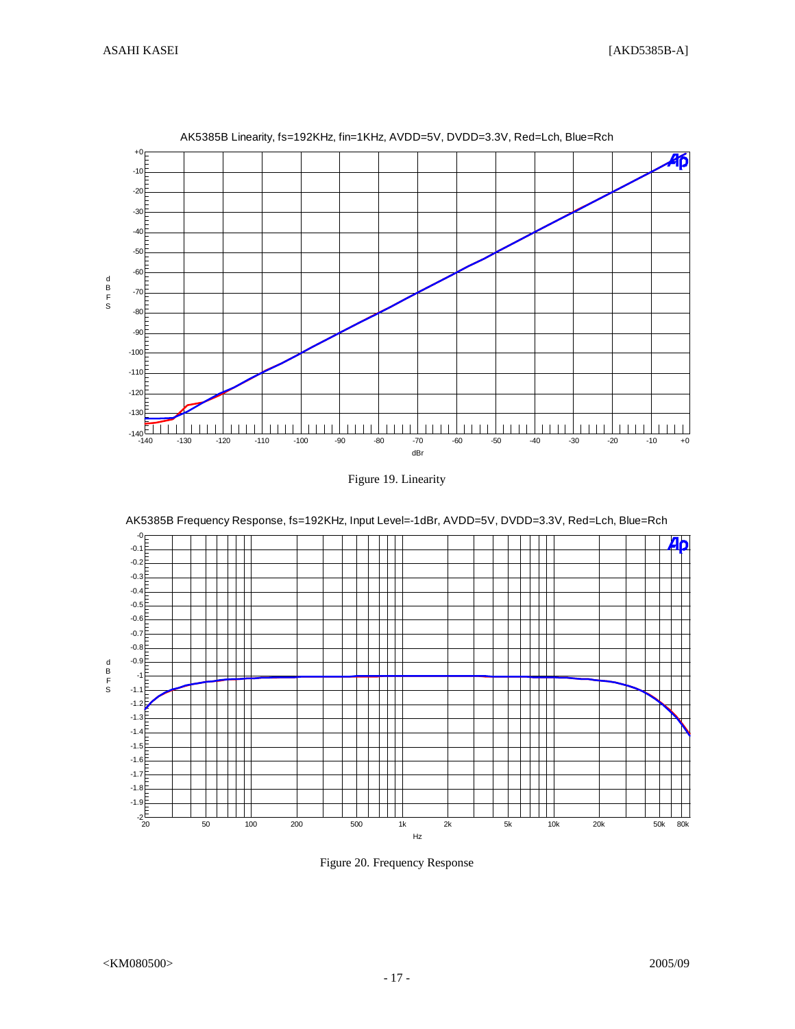AK5385B Linearity, fs=192KHz, fin=1KHz, AVDD=5V, DVDD=3.3V, Red=Lch, Blue=Rch

Figure 19. Linearity

AK5385B Frequency Response, fs=192KHz, Input Level=-1dBr, AVDD=5V, DVDD=3.3V, Red=Lch, Blue=Rch

Figure 20. Frequency Response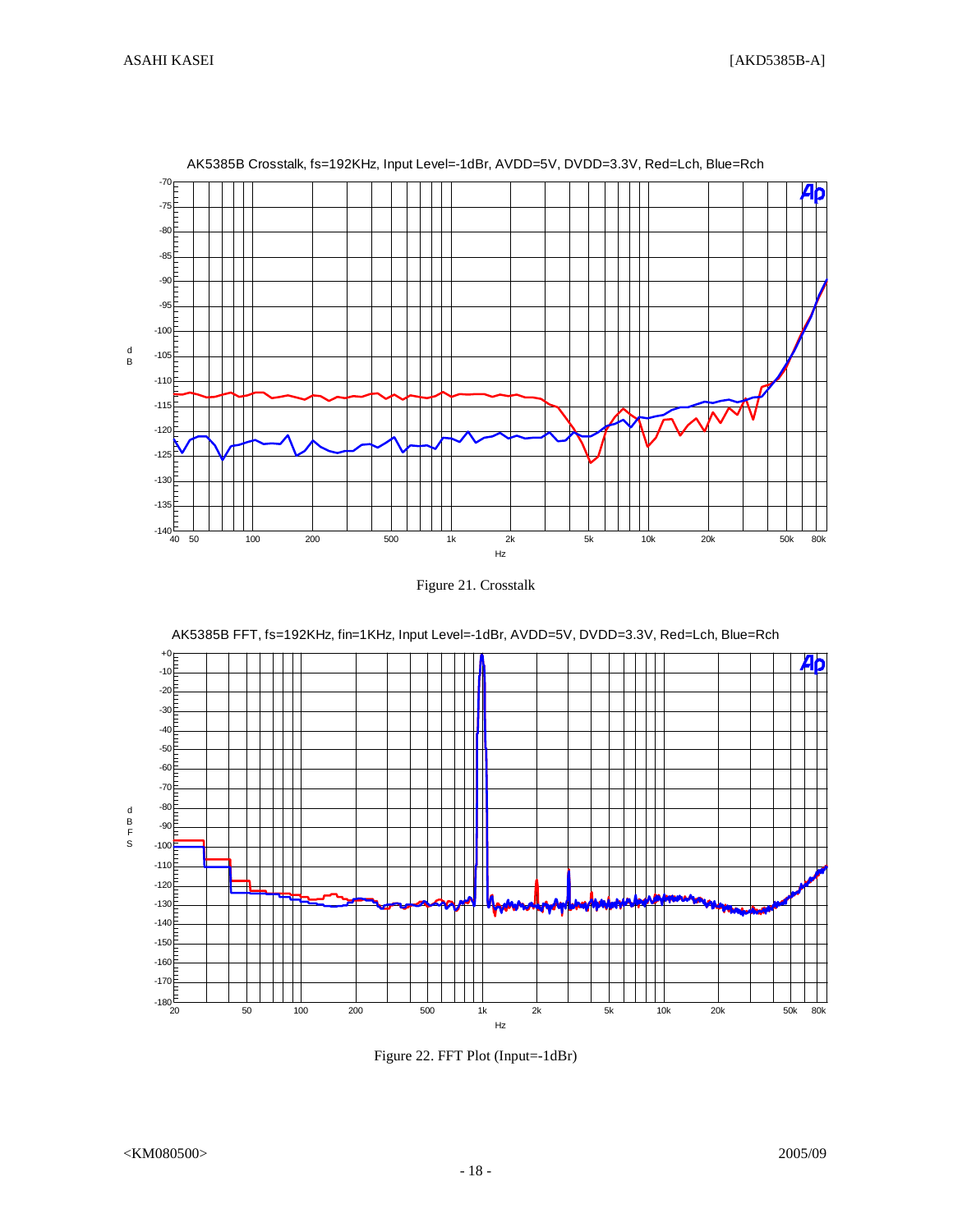AK5385B Crosstalk, fs=192KHz, Input Level=-1dBr, AVDD=5V, DVDD=3.3V, Red=Lch, Blue=Rch

Figure 21. Crosstalk

AK5385B FFT, fs=192KHz, fin=1KHz, Input Level=-1dBr, AVDD=5V, DVDD=3.3V, Red=Lch, Blue=Rch

Figure 22. FFT Plot (Input=-1dBr)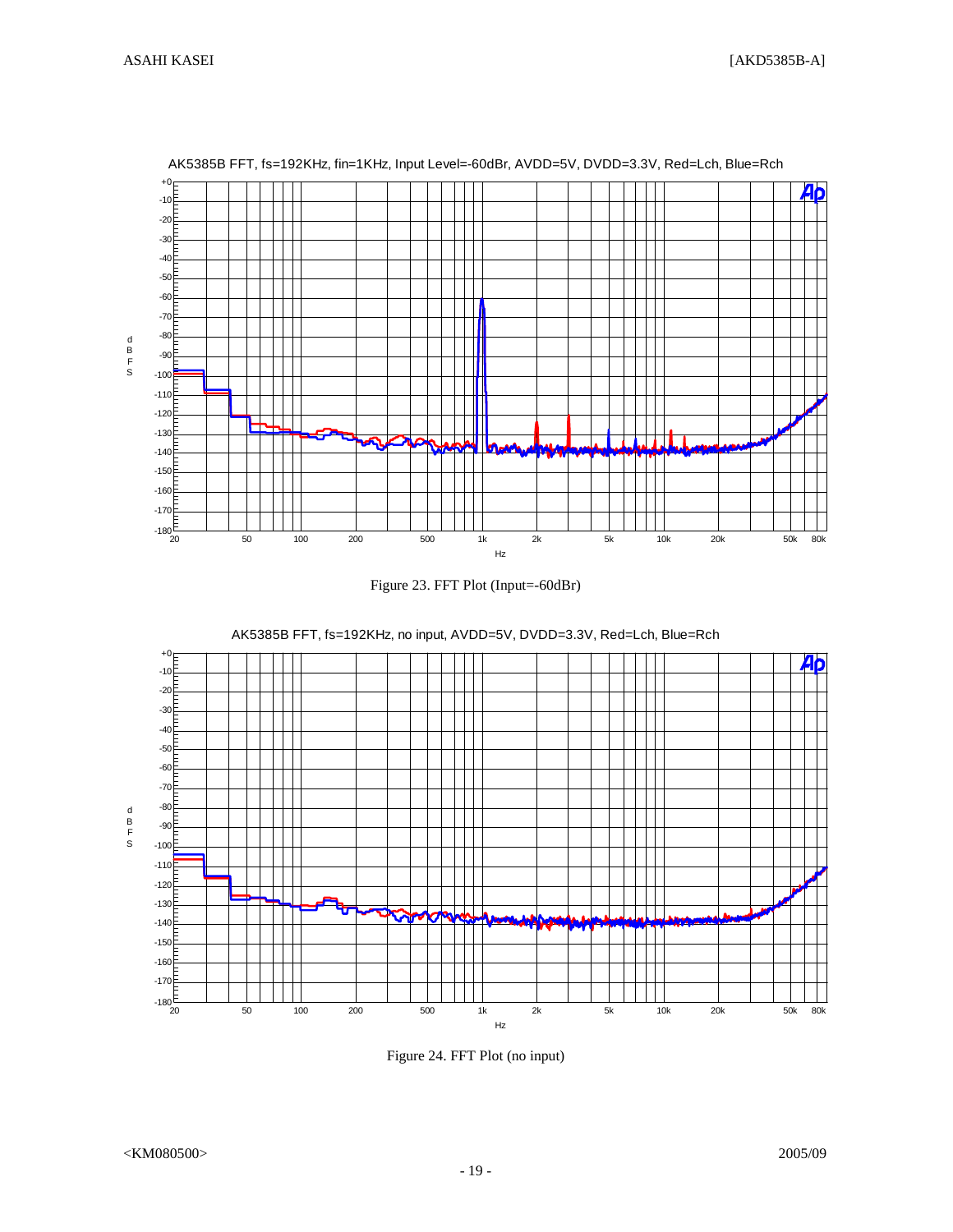AK5385B FFT, fs=192KHz, fin=1KHz, Input Level=-60dBr, AVDD=5V, DVDD=3.3V, Red=Lch, Blue=Rch

Figure 23. FFT Plot (Input=-60dBr)

AK5385B FFT, fs=192KHz, no input, AVDD=5V, DVDD=3.3V, Red=Lch, Blue=Rch

Figure 24. FFT Plot (no input)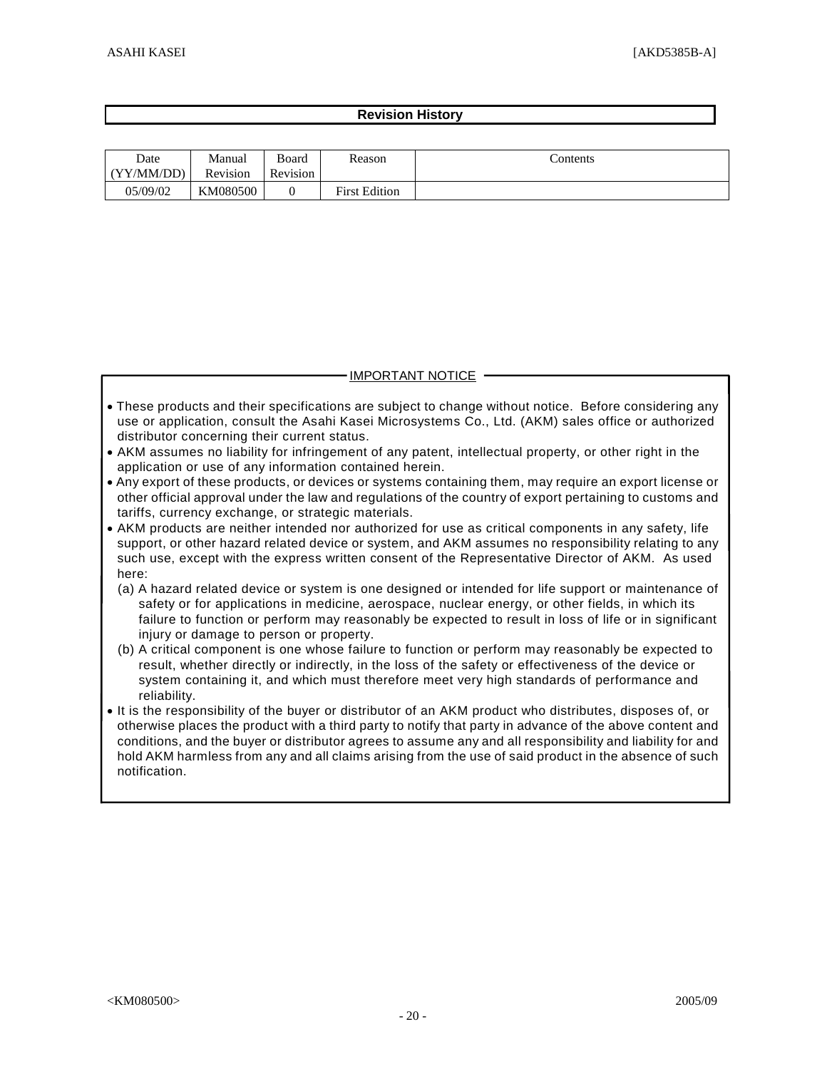## Revision History

| Date (YY/MM/DD) | Manual Revision | Board Revision | Reason | Contents |
|---|---|---|---|---|
| 05/09/02 | KM080500 | 0 | First Edition | |

### IMPORTANT NOTICE

- These products and their specifications are subject to change without notice. Before considering any use or application, consult the Asahi Kasei Microsystems Co., Ltd. (AKM) sales office or authorized distributor concerning their current status.
- AKM assumes no liability for infringement of any patent, intellectual property, or other right in the application or use of any information contained herein.
- Any export of these products, or devices or systems containing them, may require an export license or other official approval under the law and regulations of the country of export pertaining to customs and tariffs, currency exchange, or strategic materials.
- AKM products are neither intended nor authorized for use as critical components in any safety, life support, or other hazard related device or system, and AKM assumes no responsibility relating to any such use, except with the express written consent of the Representative Director of AKM. As used here:
  - (a) A hazard related device or system is one designed or intended for life support or maintenance of safety or for applications in medicine, aerospace, nuclear energy, or other fields, in which its failure to function or perform may reasonably be expected to result in loss of life or in significant injury or damage to person or property.
  - (b) A critical component is one whose failure to function or perform may reasonably be expected to result, whether directly or indirectly, in the loss of the safety or effectiveness of the device or system containing it, and which must therefore meet very high standards of performance and reliability.
- It is the responsibility of the buyer or distributor of an AKM product who distributes, disposes of, or otherwise places the product with a third party to notify that party in advance of the above content and conditions, and the buyer or distributor agrees to assume any and all responsibility and liability for and hold AKM harmless from any and all claims arising from the use of said product in the absence of such notification.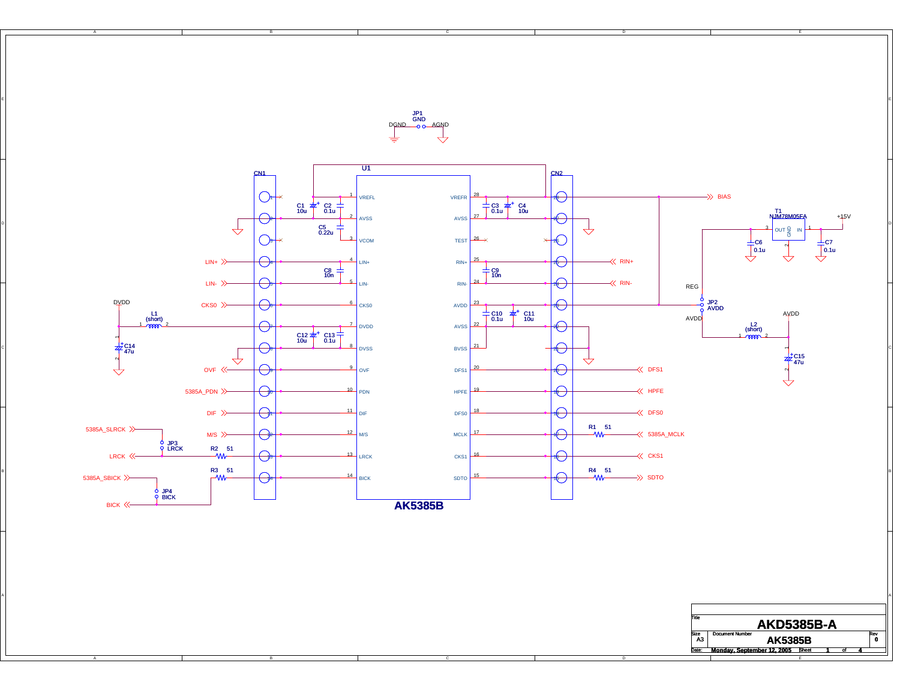JP1
GND
DGND AGND

U1

CN1 CN2

| Pin | U1 (left) | Pin | U1 (right) |
| --- | --- | --- | --- |
| 1 | VREFL | 28 | VREFR |
| 2 | AVSS | 27 | AVSS |
| 3 | VCOM | 26 | TEST |
| 4 | LIN+ | 25 | RIN+ |
| 5 | LIN- | 24 | RIN- |
| 6 | CKS0 | 23 | AVDD |
| 7 | DVDD | 22 | AVSS |
| 8 | DVSS | 21 | BVSS |
| 9 | OVF | 20 | DFS1 |
| 10 | PDN | 19 | HPFE |
| 11 | DIF | 18 | DFS0 |
| 12 | M/S | 17 | MCLK |
| 13 | LRCK | 16 | CKS1 |
| 14 | BICK | 15 | SDTO |

**AK5385B**

C1 10u, C2 0.1u, C5 0.22u, C8 10n, C12 10u, C13 0.1u, C3 0.1u, C4 10u, C9 10n, C10 0.1u, C11 10u

LIN+, LIN-, CKS0, OVF, 5385A_PDN, DIF, M/S, LRCK, BICK, 5385A_SLRCK, 5385A_SBICK

JP3 LRCK, JP4 BICK

R2 51, R3 51, R1 51, R4 51

DVDD, L1 (short), C14 47u

BIAS, RIN+, RIN-, DFS1, HPFE, DFS0, 5385A_MCLK, CKS1, SDTO

T1 NJM78M05FA (OUT, GND, IN), +15V, C6 0.1u, C7 0.1u

REG, JP2 AVDD, AVDD, L2 (short), C15 47u

| Title | AKD5385B-A | |
| --- | --- | --- |
| Size A3 | Document Number AK5385B | Rev 0 |
| Date: Monday, September 12, 2005 | Sheet 1 of 4 | |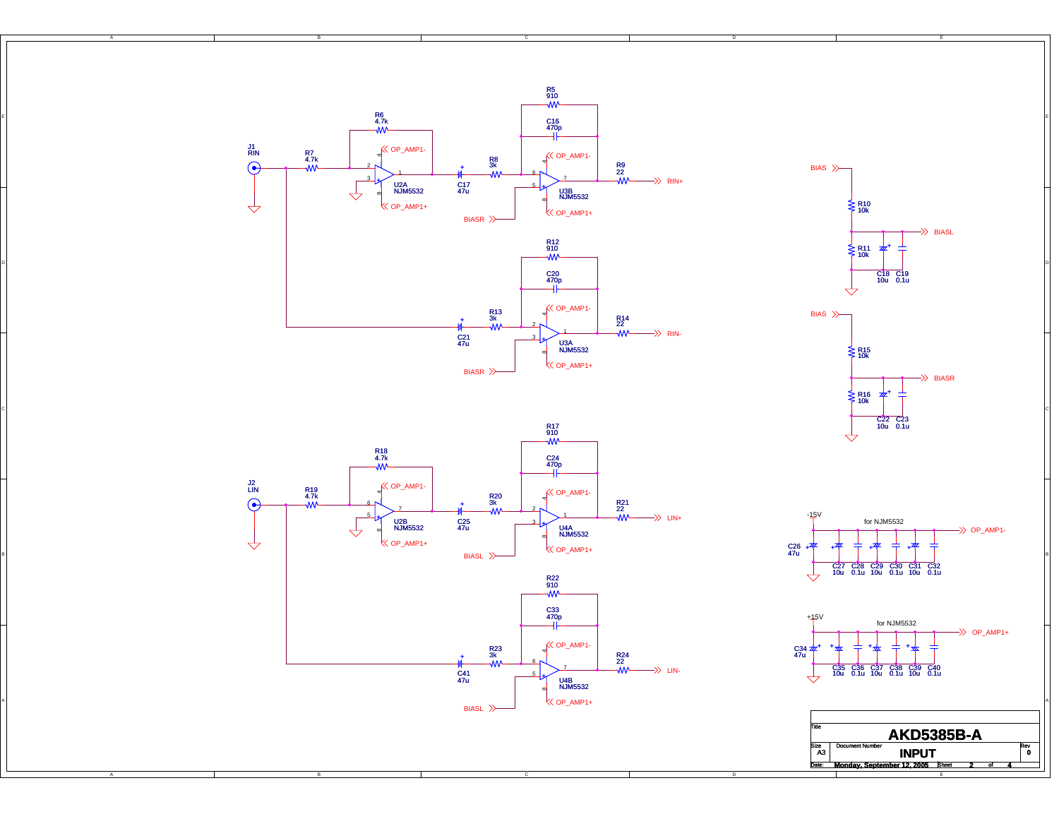J1
RIN

R7
4.7k

R6
4.7k

U2A
NJM5532

OP_AMP1-

OP_AMP1+

C17
47u

R8
3k

R5
910

C16
470p

U3B
NJM5532

OP_AMP1-

OP_AMP1+

R9
22

RIN+

BIASR

R12
910

C20
470p

C21
47u

R13
3k

U3A
NJM5532

OP_AMP1-

OP_AMP1+

R14
22

RIN-

BIASR

J2
LIN

R19
4.7k

R18
4.7k

U2B
NJM5532

OP_AMP1-

OP_AMP1+

C25
47u

R20
3k

R17
910

C24
470p

U4A
NJM5532

OP_AMP1-

OP_AMP1+

R21
22

LIN+

BIASL

R22
910

C33
470p

C41
47u

R23
3k

U4B
NJM5532

OP_AMP1-

OP_AMP1+

R24
22

LIN-

BIASL

BIAS

R10
10k

BIASL

R11
10k

C18
10u

C19
0.1u

BIAS

R15
10k

BIASR

R16
10k

C22
10u

C23
0.1u

-15V

for NJM5532

OP_AMP1-

C26
47u

C27 10u | C28 0.1u | C29 10u | C30 0.1u | C31 10u | C32 0.1u

+15V

for NJM5532

OP_AMP1+

C34
47u

C35 10u | C36 0.1u | C37 10u | C38 0.1u | C39 10u | C40 0.1u

| Title | AKD5385B-A | |
|---|---|---|
| Size A3 | Document Number INPUT | Rev 0 |
| Date: Monday, September 12, 2005 | Sheet 2 of 4 | |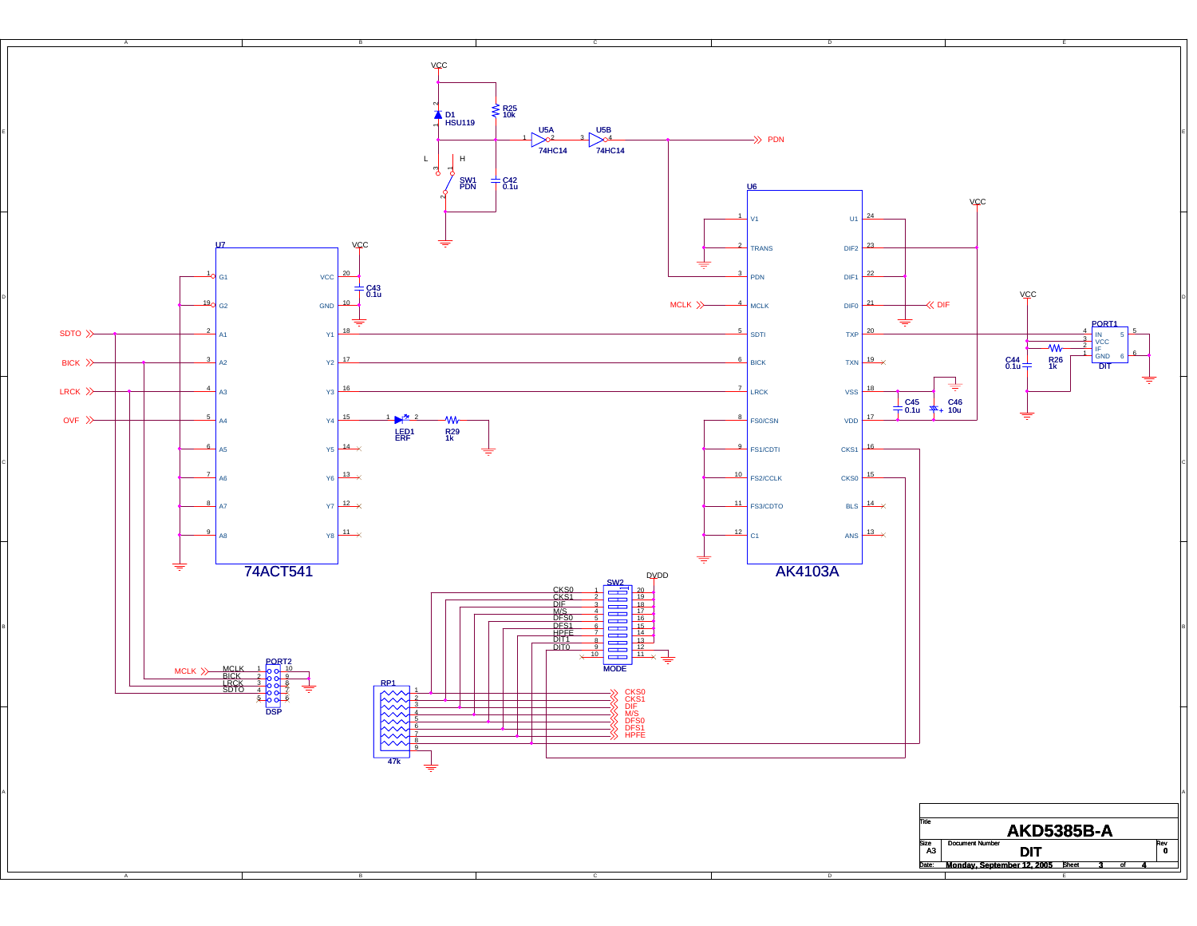| Title | | |
|---|---|---|
| AKD5385B-A | | |
| Size: A3 | Document Number: DIT | Rev: 0 |
| Date: Monday, September 12, 2005 | Sheet 3 of 4 | |

VCC

D1 HSU119

R25 10k

U5A 74HC14

U5B 74HC14

PDN

L H

SW1 PDN

C42 0.1u

U6

AK4103A

V1, TRANS, PDN, MCLK, SDTI, BICK, LRCK, FS0/CSN, FS1/CDTI, FS2/CCLK, FS3/CDTO, C1

U1, DIF2, DIF1, DIF0, TXP, TXN, VSS, VDD, CKS1, CKS0, BLS, ANS

MCLK

DIF

C45 0.1u

C46 10u

PORT1 DIT

IN, VCC, IF, GND

C44 0.1u

R26 1k

U7

74ACT541

G1, G2, A1, A2, A3, A4, A5, A6, A7, A8

VCC, GND, Y1, Y2, Y3, Y4, Y5, Y6, Y7, Y8

C43 0.1u

SDTO

BICK

LRCK

OVF

LED1 ERF

R29 1k

SW2 MODE

DVDD

CKS0, CKS1, DIF, M/S, DFS0, DFS1, HPFE, DIT1, DIT0

PORT2 DSP

MCLK, BICK, LRCK, SDTO

RP1 47k

CKS0, CKS1, DIF, M/S, DFS0, DFS1, HPFE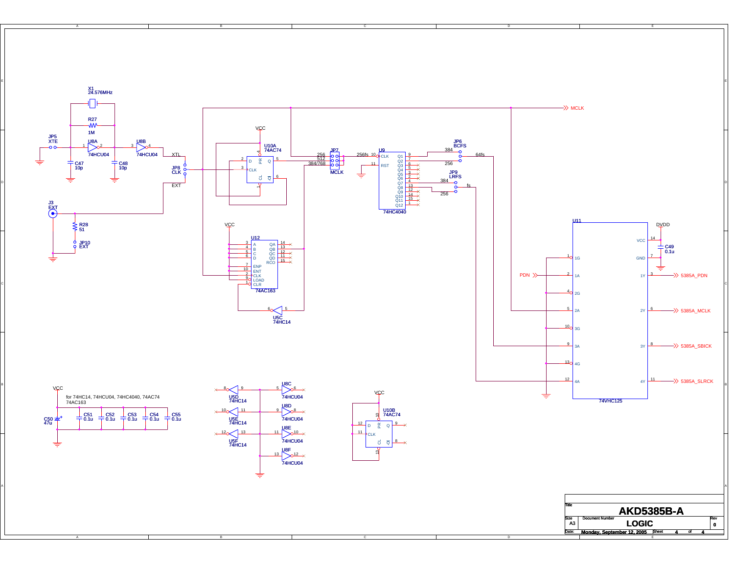X1
24.576MHz

R27
1M

JP5
XTE

U8A
74HCU04

U8B
74HCU04

C47
10p

C48
10p

XTL

JP8
CLK

EXT

J3
EXT

R28
51

JP10
EXT

VCC

U10A
74AC74

JP7
MCLK

256
512
384/768

256fs

U9
74HC4040

JP6
BCFS

384
256

64fs

JP9
LRFS

384
256

fs

MCLK

VCC

U12
74AC163

U5C
74HC14

U11
74VHC125

DVDD

C49
0.1u

PDN

5385A_PDN

5385A_MCLK

5385A_SBICK

5385A_SLRCK

VCC

for 74HC14, 74HCU04, 74HC4040, 74AC74
74AC163

C50
47u

C51
0.1u

C52
0.1u

C53
0.1u

C54
0.1u

C55
0.1u

U5D
74HC14

U5E
74HC14

U5F
74HC14

U8C
74HCU04

U8D
74HCU04

U8E
74HCU04

U8F
74HCU04

VCC

U10B
74AC74

| Title | | |
|---|---|---|
| AKD5385B-A | | |
| Size: A3 | Document Number: LOGIC | Rev: 0 |
| Date: Monday, September 12, 2005 | Sheet 4 of 4 | |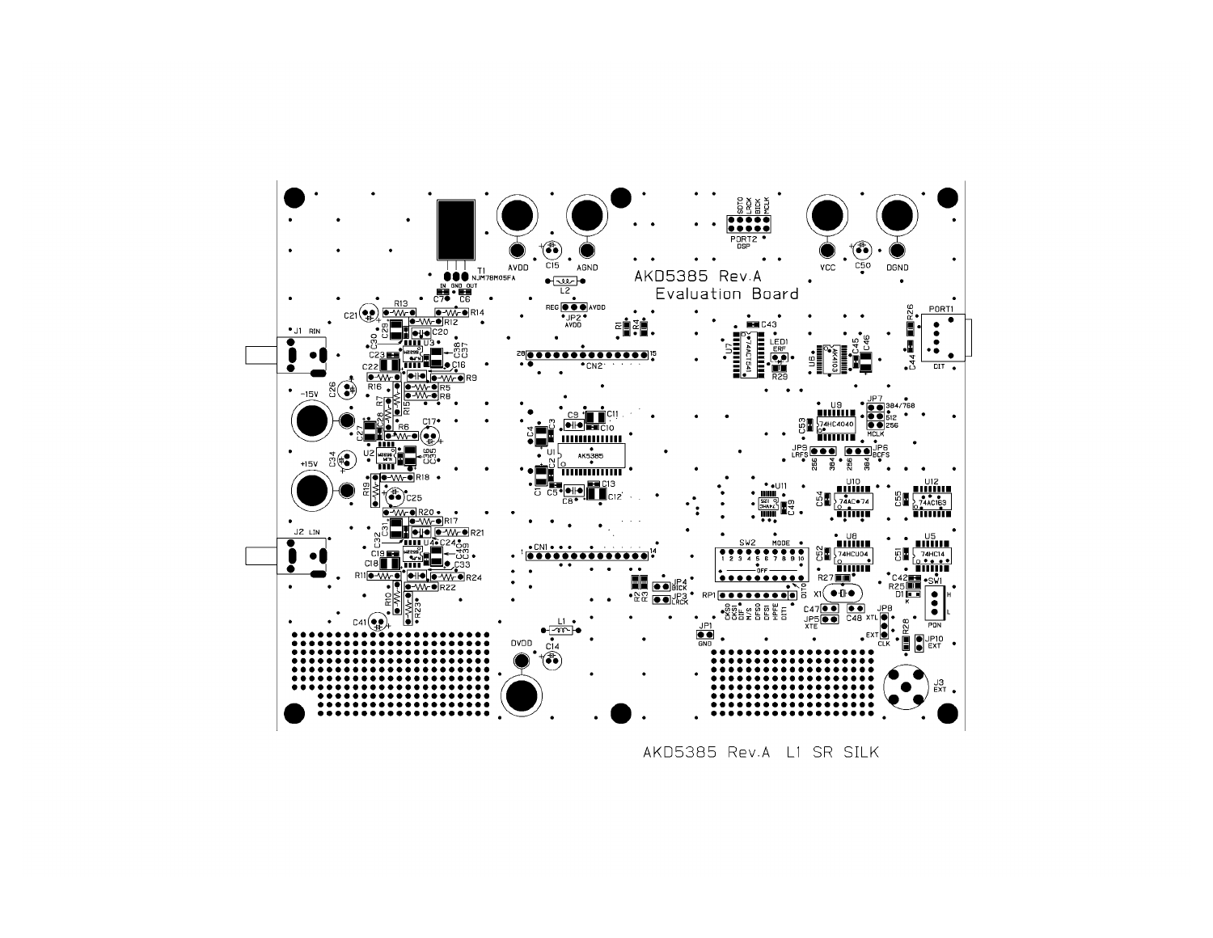AKD5385 Rev.A L1 SR SILK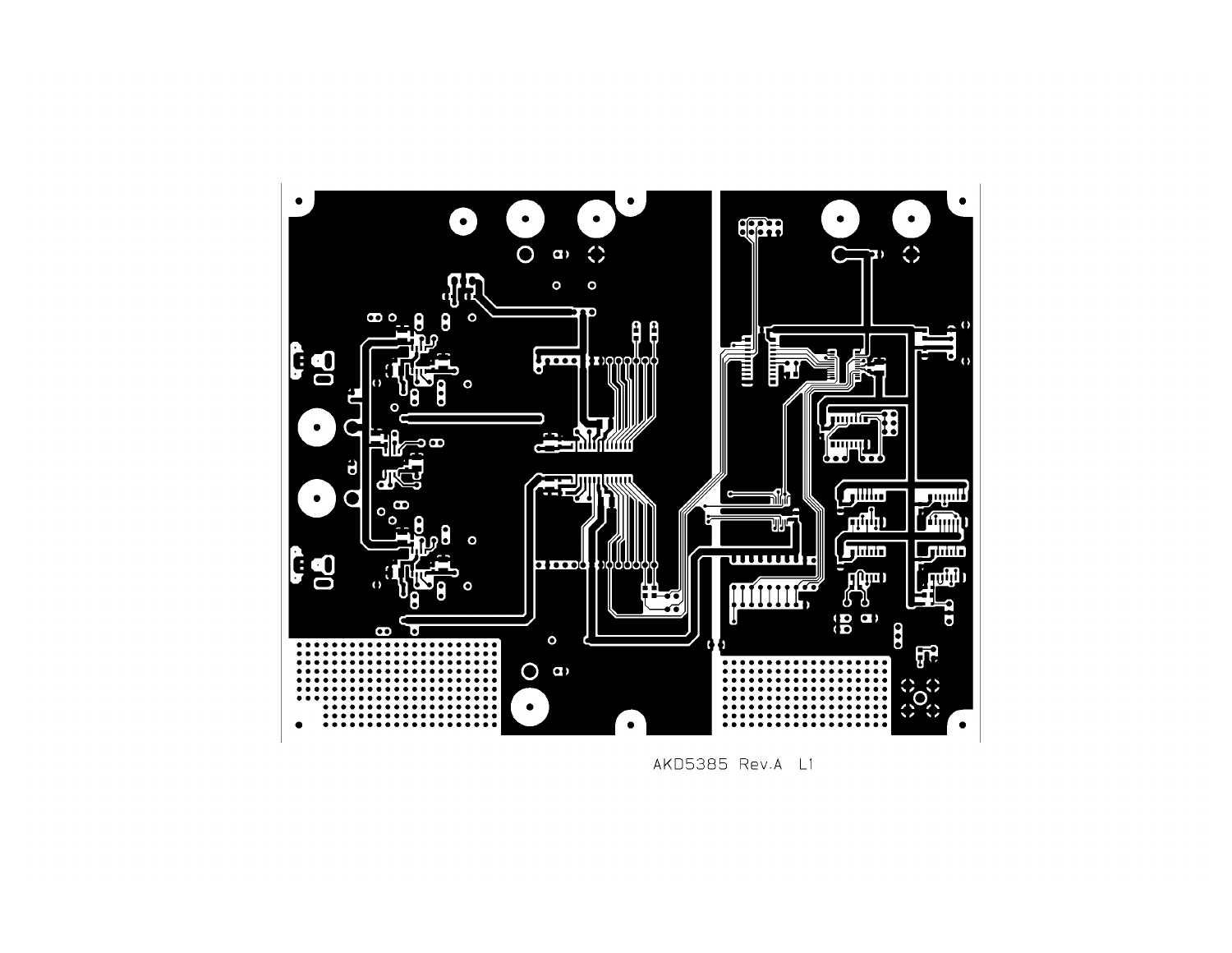AKD5385 Rev.A L1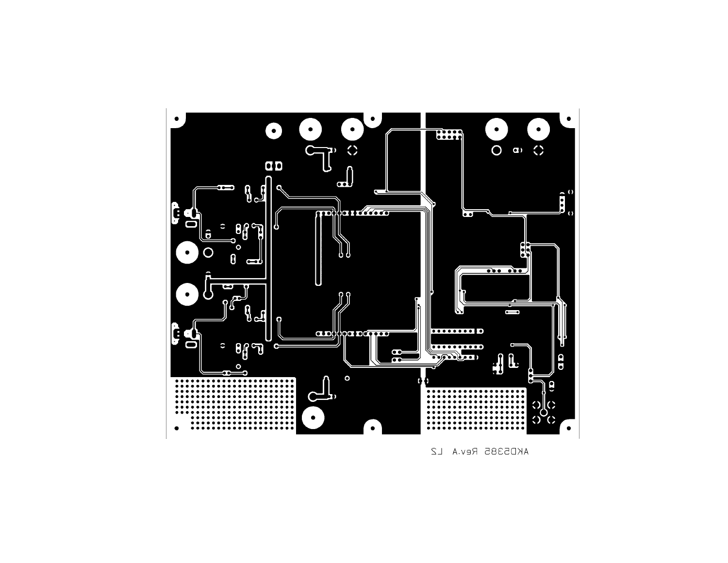AKD5385 Rev.A L2